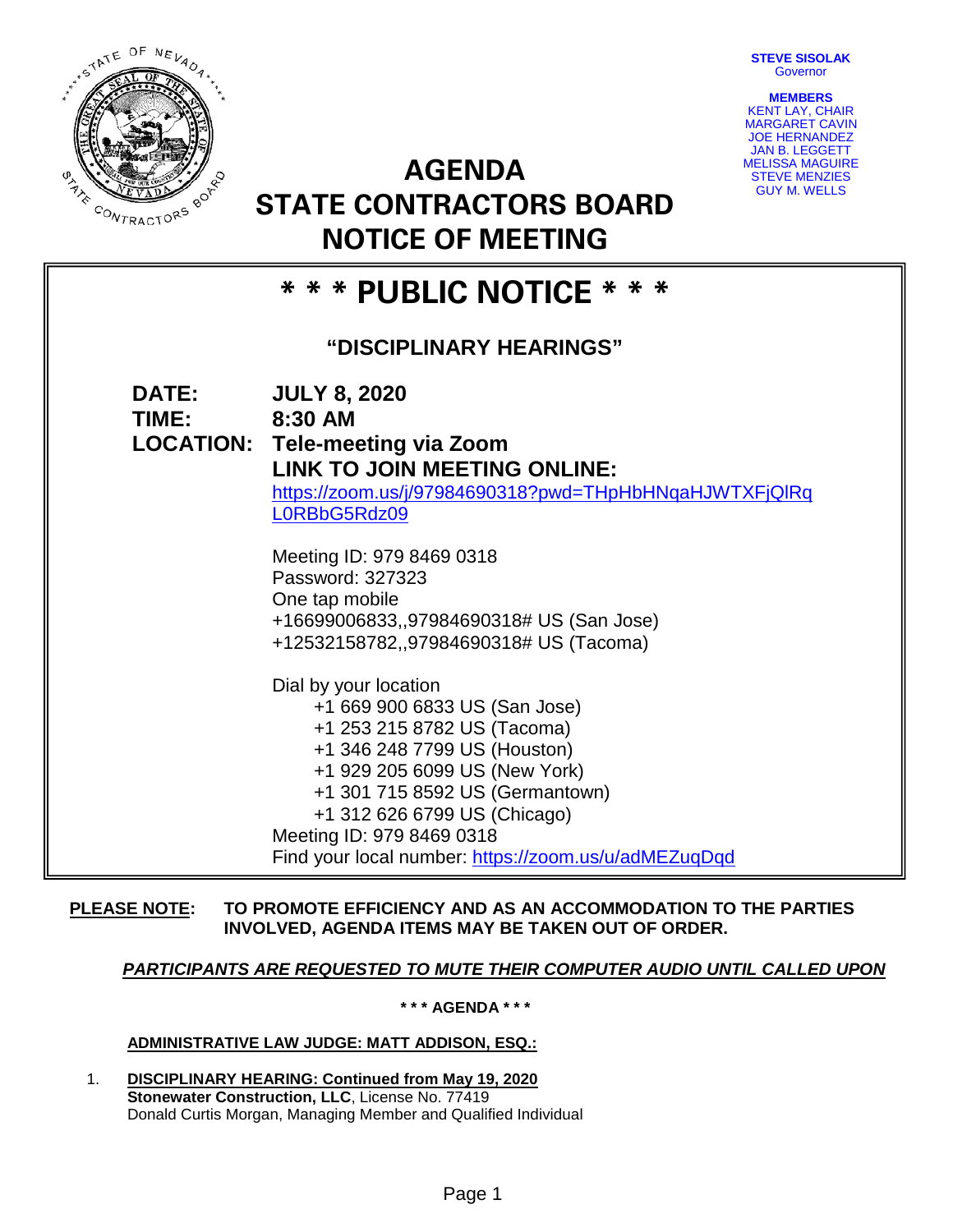**STEVE SISOLAK**
Governor

**MEMBERS**
KENT LAY, CHAIR
MARGARET CAVIN
JOE HERNANDEZ
JAN B. LEGGETT
MELISSA MAGUIRE
STEVE MENZIES
GUY M. WELLS

# AGENDA
# STATE CONTRACTORS BOARD
# NOTICE OF MEETING

## * * * PUBLIC NOTICE * * *

### "DISCIPLINARY HEARINGS"

**DATE:** **JULY 8, 2020**
**TIME:** **8:30 AM**
**LOCATION:** **Tele-meeting via Zoom**
**LINK TO JOIN MEETING ONLINE:**
https://zoom.us/j/97984690318?pwd=THpHbHNqaHJWTXFjQlRqL0RBbG5Rdz09

Meeting ID: 979 8469 0318
Password: 327323
One tap mobile
+16699006833,,97984690318# US (San Jose)
+12532158782,,97984690318# US (Tacoma)

Dial by your location
+1 669 900 6833 US (San Jose)
+1 253 215 8782 US (Tacoma)
+1 346 248 7799 US (Houston)
+1 929 205 6099 US (New York)
+1 301 715 8592 US (Germantown)
+1 312 626 6799 US (Chicago)
Meeting ID: 979 8469 0318
Find your local number: https://zoom.us/u/adMEZuqDqd

**PLEASE NOTE:** **TO PROMOTE EFFICIENCY AND AS AN ACCOMMODATION TO THE PARTIES INVOLVED, AGENDA ITEMS MAY BE TAKEN OUT OF ORDER.**

***PARTICIPANTS ARE REQUESTED TO MUTE THEIR COMPUTER AUDIO UNTIL CALLED UPON***

**\* \* \* AGENDA \* \* \***

**ADMINISTRATIVE LAW JUDGE: MATT ADDISON, ESQ.:**

1. **DISCIPLINARY HEARING: Continued from May 19, 2020**
   **Stonewater Construction, LLC**, License No. 77419
   Donald Curtis Morgan, Managing Member and Qualified Individual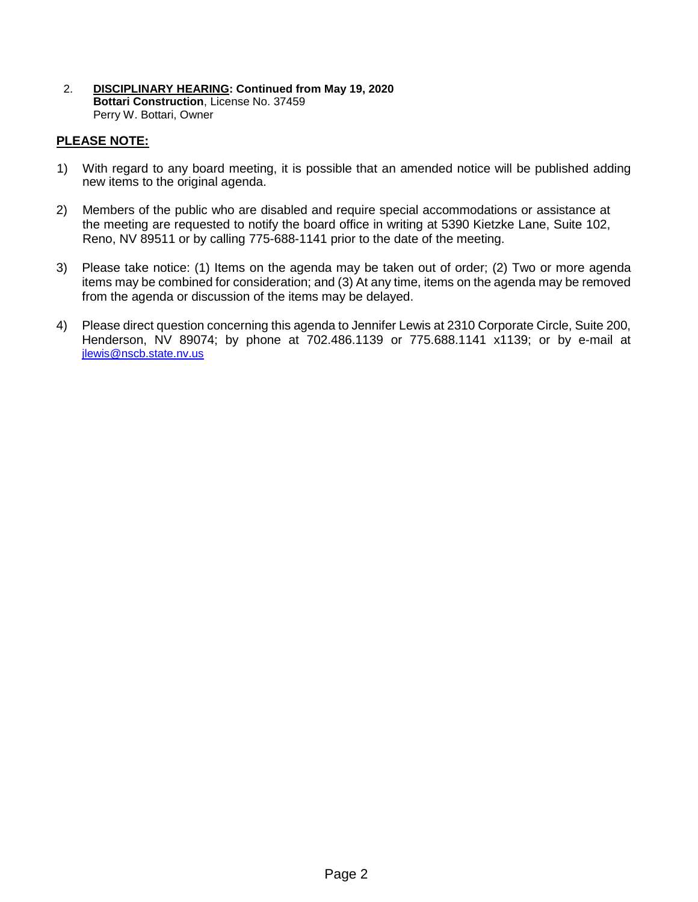2. **DISCIPLINARY HEARING: Continued from May 19, 2020**
   **Bottari Construction**, License No. 37459
   Perry W. Bottari, Owner

**PLEASE NOTE:**

1) With regard to any board meeting, it is possible that an amended notice will be published adding new items to the original agenda.

2) Members of the public who are disabled and require special accommodations or assistance at the meeting are requested to notify the board office in writing at 5390 Kietzke Lane, Suite 102, Reno, NV 89511 or by calling 775-688-1141 prior to the date of the meeting.

3) Please take notice: (1) Items on the agenda may be taken out of order; (2) Two or more agenda items may be combined for consideration; and (3) At any time, items on the agenda may be removed from the agenda or discussion of the items may be delayed.

4) Please direct question concerning this agenda to Jennifer Lewis at 2310 Corporate Circle, Suite 200, Henderson, NV 89074; by phone at 702.486.1139 or 775.688.1141 x1139; or by e-mail at jlewis@nscb.state.nv.us